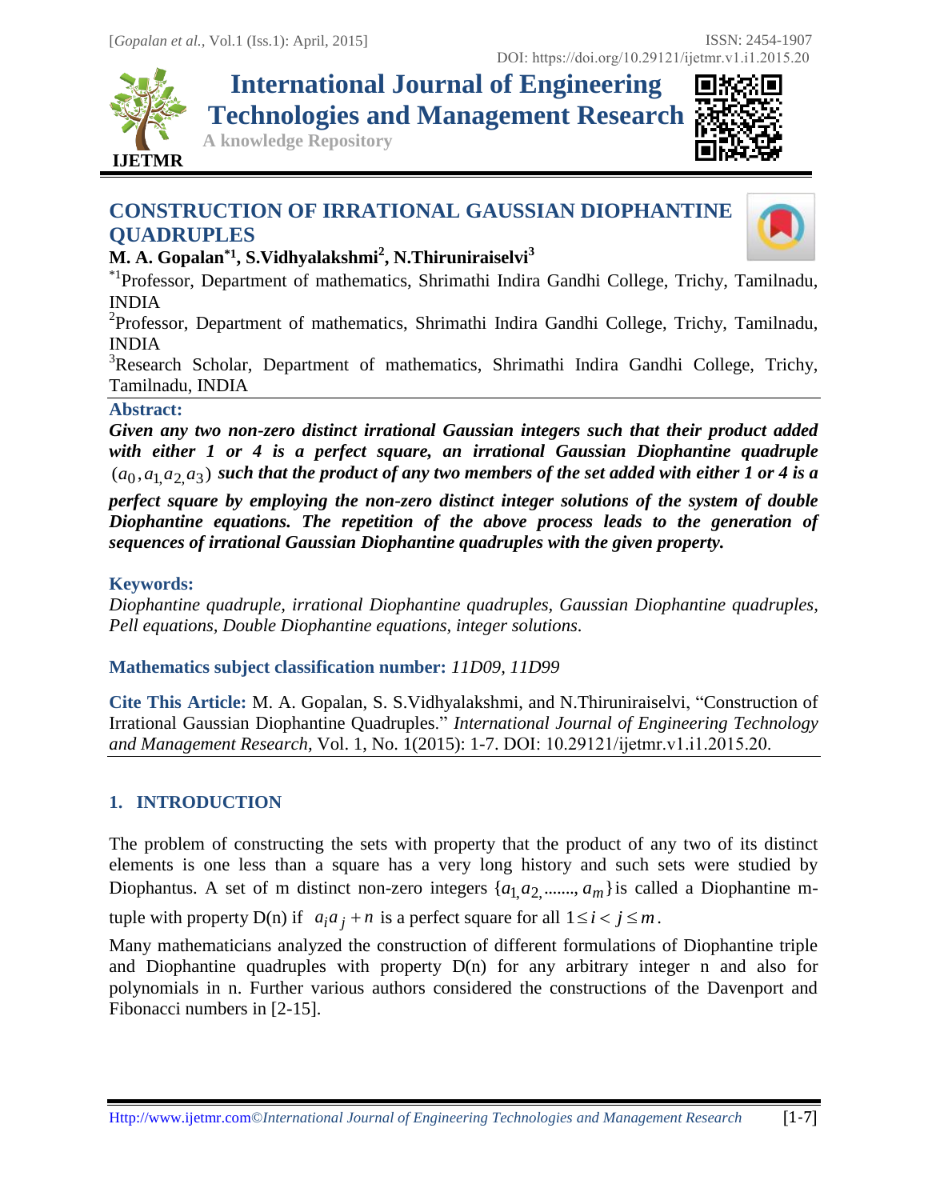# CONSTRUCTION OF IRRATIONAL GAUSSIAN DIOPHANTINE QUADRUPLES

**M. A. Gopalan[*1], S.Vidhyalakshmi[2], N.Thiruniraiselvi[3]**

[*1]Professor, Department of mathematics, Shrimathi Indira Gandhi College, Trichy, Tamilnadu, INDIA

[2]Professor, Department of mathematics, Shrimathi Indira Gandhi College, Trichy, Tamilnadu, INDIA

[3]Research Scholar, Department of mathematics, Shrimathi Indira Gandhi College, Trichy, Tamilnadu, INDIA

### Abstract:

***Given any two non-zero distinct irrational Gaussian integers such that their product added with either 1 or 4 is a perfect square, an irrational Gaussian Diophantine quadruple*** $(a_0, a_1, a_2, a_3)$ ***such that the product of any two members of the set added with either 1 or 4 is a perfect square by employing the non-zero distinct integer solutions of the system of double Diophantine equations. The repetition of the above process leads to the generation of sequences of irrational Gaussian Diophantine quadruples with the given property.***

### Keywords:

*Diophantine quadruple, irrational Diophantine quadruples, Gaussian Diophantine quadruples, Pell equations, Double Diophantine equations, integer solutions.*

**Mathematics subject classification number:** *11D09, 11D99*

**Cite This Article:** M. A. Gopalan, S. S.Vidhyalakshmi, and N.Thiruniraiselvi, "Construction of Irrational Gaussian Diophantine Quadruples." *International Journal of Engineering Technology and Management Research,* Vol. 1, No. 1(2015): 1-7. DOI: 10.29121/ijetmr.v1.i1.2015.20.

## 1. INTRODUCTION

The problem of constructing the sets with property that the product of any two of its distinct elements is one less than a square has a very long history and such sets were studied by Diophantus. A set of m distinct non-zero integers $\{a_1, a_2, ......., a_m\}$ is called a Diophantine m-tuple with property D(n) if $a_i a_j + n$ is a perfect square for all $1 \le i < j \le m$.

Many mathematicians analyzed the construction of different formulations of Diophantine triple and Diophantine quadruples with property D(n) for any arbitrary integer n and also for polynomials in n. Further various authors considered the constructions of the Davenport and Fibonacci numbers in [2-15].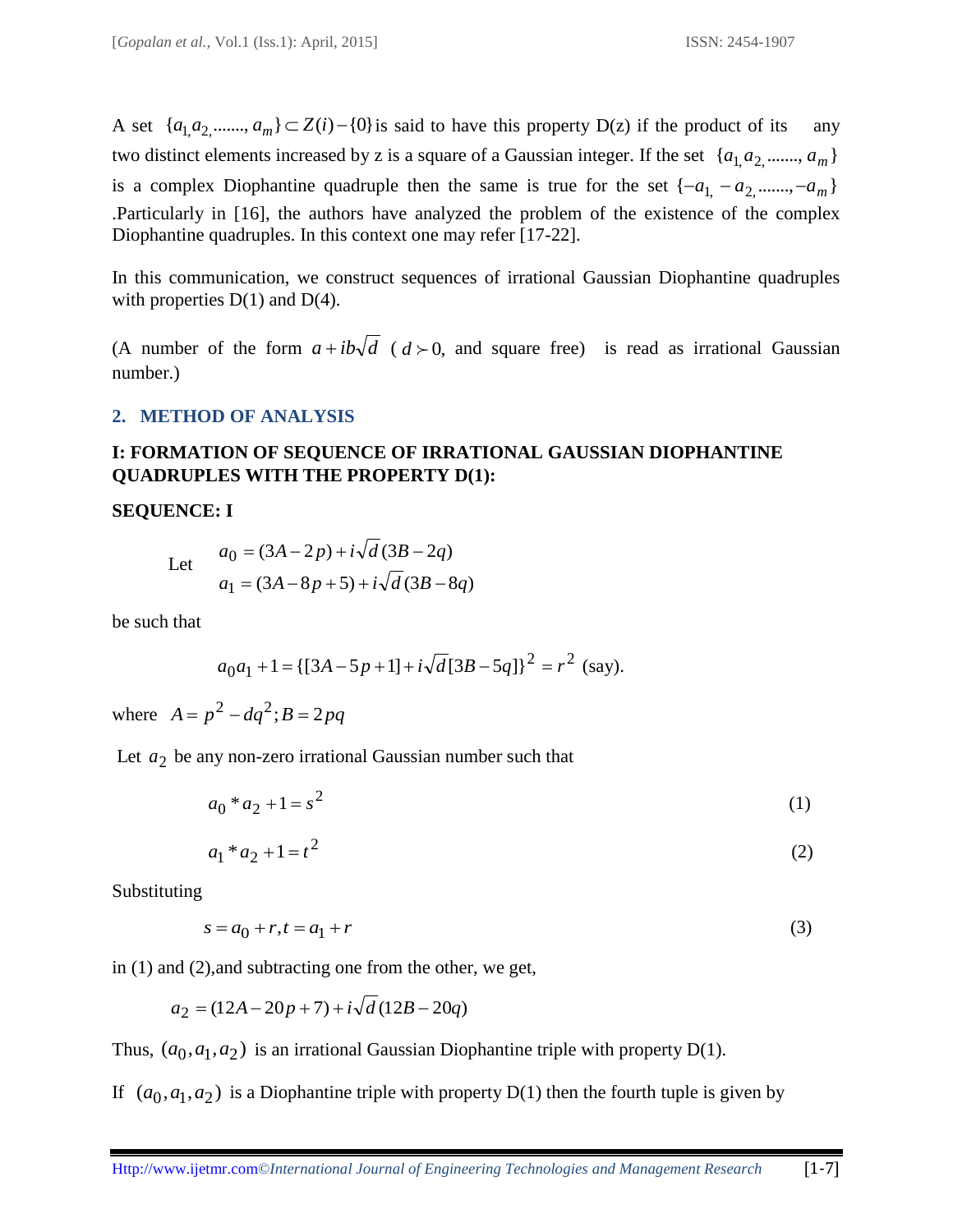A set $\{a_{1,} a_{2,} \ldots\ldots, a_m\} \subset Z(i) - \{0\}$ is said to have this property D(z) if the product of its any two distinct elements increased by z is a square of a Gaussian integer. If the set $\{a_{1,} a_{2,} \ldots\ldots, a_m\}$ is a complex Diophantine quadruple then the same is true for the set $\{-a_{1,} -a_{2,} \ldots\ldots, -a_m\}$ .Particularly in [16], the authors have analyzed the problem of the existence of the complex Diophantine quadruples. In this context one may refer [17-22].

In this communication, we construct sequences of irrational Gaussian Diophantine quadruples with properties D(1) and D(4).

(A number of the form $a + ib\sqrt{d}$ ( $d \succ 0$, and square free) is read as irrational Gaussian number.)

## 2. METHOD OF ANALYSIS

### I: FORMATION OF SEQUENCE OF IRRATIONAL GAUSSIAN DIOPHANTINE QUADRUPLES WITH THE PROPERTY D(1):

**SEQUENCE: I**

Let
$$a_0 = (3A - 2p) + i\sqrt{d}(3B - 2q)$$
$$a_1 = (3A - 8p + 5) + i\sqrt{d}(3B - 8q)$$

be such that

$$a_0 a_1 + 1 = \{[3A - 5p + 1] + i\sqrt{d}[3B - 5q]\}^2 = r^2 \text{ (say).}$$

where $A = p^2 - dq^2; B = 2pq$

Let $a_2$ be any non-zero irrational Gaussian number such that

$$a_0 * a_2 + 1 = s^2 \tag{1}$$

$$a_1 * a_2 + 1 = t^2 \tag{2}$$

Substituting

$$s = a_0 + r, t = a_1 + r \tag{3}$$

in (1) and (2),and subtracting one from the other, we get,

$$a_2 = (12A - 20p + 7) + i\sqrt{d}(12B - 20q)$$

Thus, $(a_0, a_1, a_2)$ is an irrational Gaussian Diophantine triple with property D(1).

If $(a_0, a_1, a_2)$ is a Diophantine triple with property D(1) then the fourth tuple is given by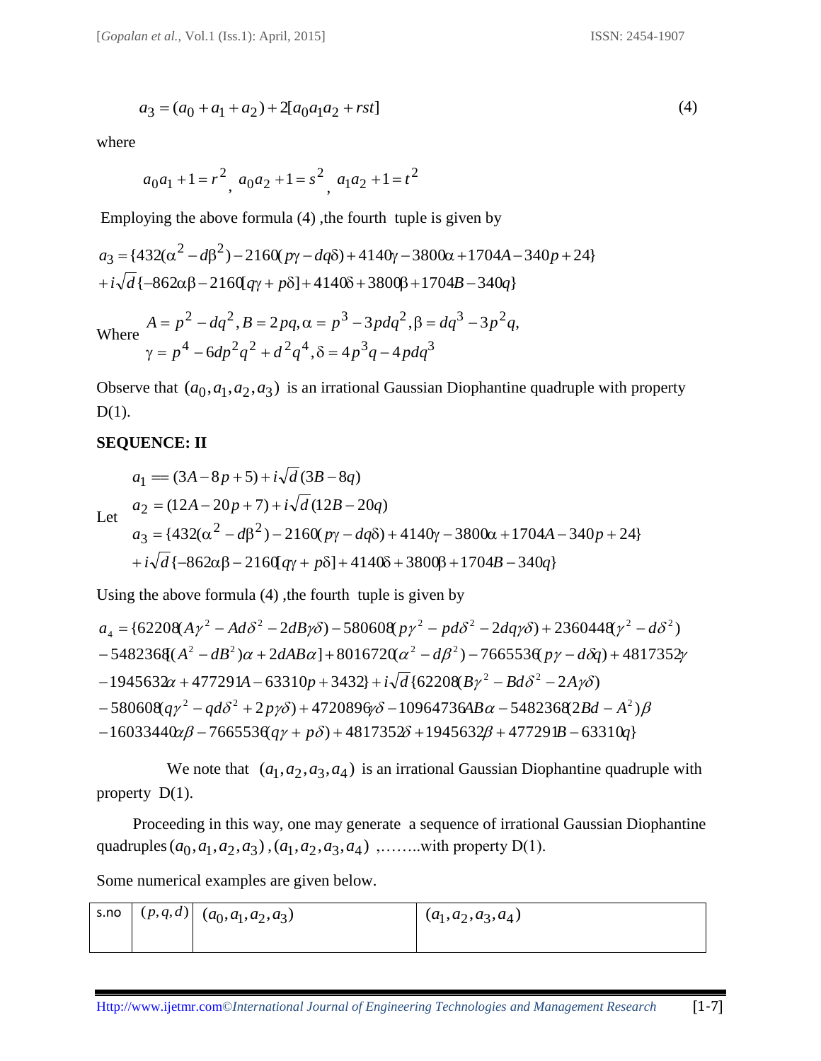$$a_3 = (a_0 + a_1 + a_2) + 2[a_0 a_1 a_2 + rst] \tag{4}$$

where

$$a_0 a_1 + 1 = r^2, \; a_0 a_2 + 1 = s^2, \; a_1 a_2 + 1 = t^2$$

Employing the above formula (4) ,the fourth tuple is given by

$$a_3 = \{432(\alpha^2 - d\beta^2) - 2160(p\gamma - dq\delta) + 4140\gamma - 3800\alpha + 1704A - 340p + 24\}$$
$$+ i\sqrt{d}\{-862\alpha\beta - 2160[q\gamma + p\delta] + 4140\delta + 3800\beta + 1704B - 340q\}$$

Where $A = p^2 - dq^2, B = 2pq, \alpha = p^3 - 3pdq^2, \beta = dq^3 - 3p^2 q,$
$\gamma = p^4 - 6dp^2 q^2 + d^2 q^4, \delta = 4p^3 q - 4pdq^3$

Observe that $(a_0, a_1, a_2, a_3)$ is an irrational Gaussian Diophantine quadruple with property D(1).

**SEQUENCE: II**

Let

$$a_1 == (3A - 8p + 5) + i\sqrt{d}(3B - 8q)$$
$$a_2 = (12A - 20p + 7) + i\sqrt{d}(12B - 20q)$$
$$a_3 = \{432(\alpha^2 - d\beta^2) - 2160(p\gamma - dq\delta) + 4140\gamma - 3800\alpha + 1704A - 340p + 24\}$$
$$+ i\sqrt{d}\{-862\alpha\beta - 2160[q\gamma + p\delta] + 4140\delta + 3800\beta + 1704B - 340q\}$$

Using the above formula (4) ,the fourth tuple is given by

$$a_4 = \{62208(A\gamma^2 - Ad\delta^2 - 2dB\gamma\delta) - 580608(p\gamma^2 - pd\delta^2 - 2dq\gamma\delta) + 2360448(\gamma^2 - d\delta^2)$$
$$- 5482368[(A^2 - dB^2)\alpha + 2dAB\alpha] + 8016720(\alpha^2 - d\beta^2) - 7665536(p\gamma - d\delta q) + 4817352\gamma$$
$$- 1945632\alpha + 477291A - 63310p + 3432\} + i\sqrt{d}\{62208(B\gamma^2 - Bd\delta^2 - 2A\gamma\delta)$$
$$- 580608(q\gamma^2 - qd\delta^2 + 2p\gamma\delta) + 4720896\gamma\delta - 10964736AB\alpha - 5482368(2Bd - A^2)\beta$$
$$- 16033440\alpha\beta - 7665536(q\gamma + p\delta) + 4817352\delta + 1945632\beta + 477291B - 63310q\}$$

We note that $(a_1, a_2, a_3, a_4)$ is an irrational Gaussian Diophantine quadruple with property D(1).

Proceeding in this way, one may generate a sequence of irrational Gaussian Diophantine quadruples $(a_0, a_1, a_2, a_3)$ , $(a_1, a_2, a_3, a_4)$ ,……..with property D(1).

Some numerical examples are given below.

| s.no | $(p,q,d)$ | $(a_0, a_1, a_2, a_3)$ | $(a_1, a_2, a_3, a_4)$ |
|---|---|---|---|
| | | | |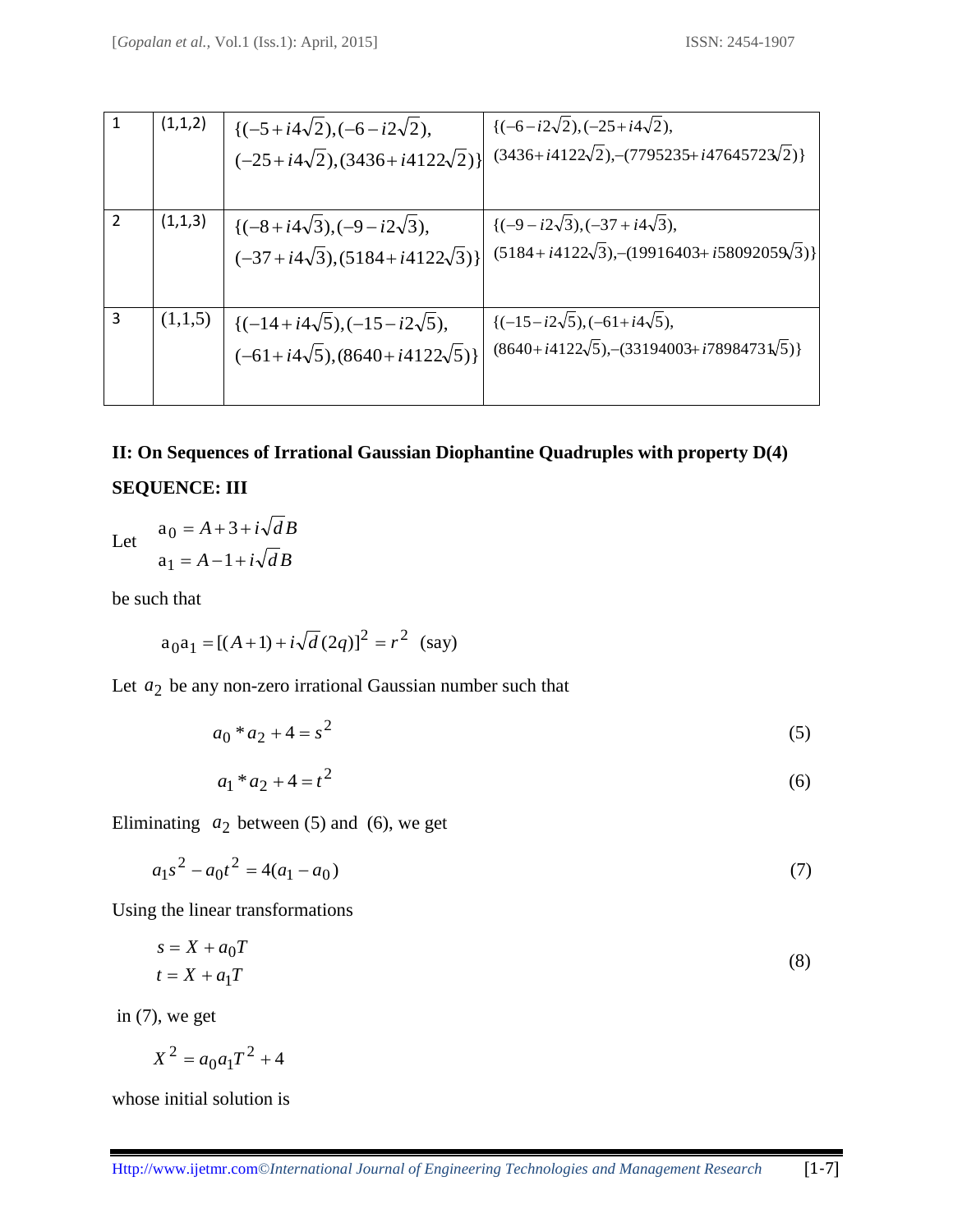| 1 | (1,1,2) | $\{(-5+i4\sqrt{2}),(-6-i2\sqrt{2}),$ $(-25+i4\sqrt{2}),(3436+i4122\sqrt{2})\}$ | $\{(-6-i2\sqrt{2}),(-25+i4\sqrt{2}),$ $(3436+i4122\sqrt{2}),-(7795235+i47645723\sqrt{2})\}$ |
|---|---|---|---|
| 2 | (1,1,3) | $\{(-8+i4\sqrt{3}),(-9-i2\sqrt{3}),$ $(-37+i4\sqrt{3}),(5184+i4122\sqrt{3})\}$ | $\{(-9-i2\sqrt{3}),(-37+i4\sqrt{3}),$ $(5184+i4122\sqrt{3}),-(19916403+i58092059\sqrt{3})\}$ |
| 3 | (1,1,5) | $\{(-14+i4\sqrt{5}),(-15-i2\sqrt{5}),$ $(-61+i4\sqrt{5}),(8640+i4122\sqrt{5})\}$ | $\{(-15-i2\sqrt{5}),(-61+i4\sqrt{5}),$ $(8640+i4122\sqrt{5}),-(33194003+i78984731\sqrt{5})\}$ |

## II: On Sequences of Irrational Gaussian Diophantine Quadruples with property D(4)

### SEQUENCE: III

Let
$$a_0 = A+3+i\sqrt{d}B$$
$$a_1 = A-1+i\sqrt{d}B$$

be such that

$$a_0 a_1 = [(A+1)+i\sqrt{d}(2q)]^2 = r^2 \text{ (say)}$$

Let $a_2$ be any non-zero irrational Gaussian number such that

$$a_0 * a_2 + 4 = s^2 \tag{5}$$

$$a_1 * a_2 + 4 = t^2 \tag{6}$$

Eliminating $a_2$ between (5) and (6), we get

$$a_1 s^2 - a_0 t^2 = 4(a_1 - a_0) \tag{7}$$

Using the linear transformations

$$\begin{aligned} s &= X + a_0 T \\ t &= X + a_1 T \end{aligned} \tag{8}$$

in (7), we get

$$X^2 = a_0 a_1 T^2 + 4$$

whose initial solution is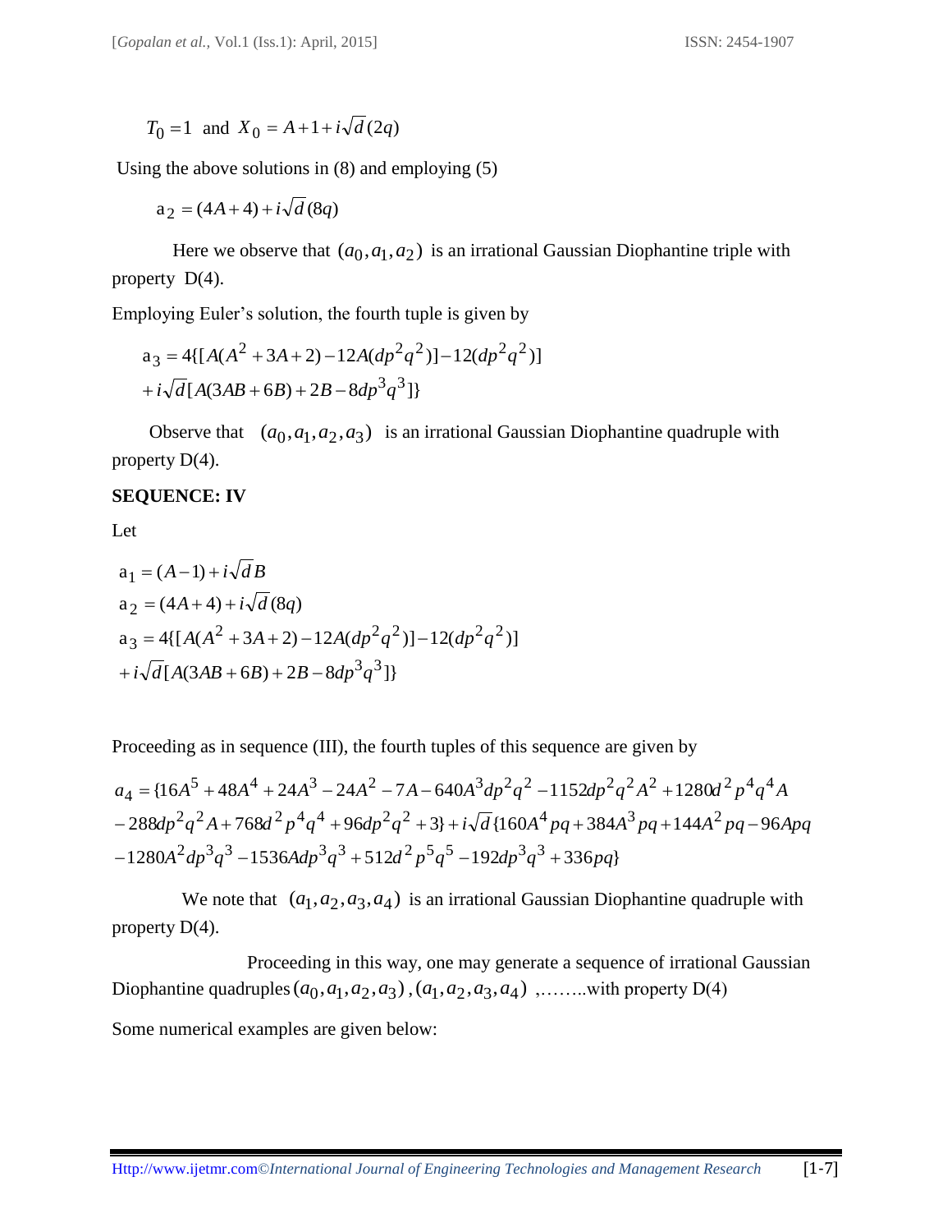$T_0 = 1$ and $X_0 = A + 1 + i\sqrt{d}(2q)$

Using the above solutions in (8) and employing (5)

$$a_2 = (4A+4) + i\sqrt{d}(8q)$$

Here we observe that $(a_0, a_1, a_2)$ is an irrational Gaussian Diophantine triple with property D(4).

Employing Euler's solution, the fourth tuple is given by

$$a_3 = 4\{[A(A^2+3A+2) - 12A(dp^2q^2)] - 12(dp^2q^2)]$$
$$+ i\sqrt{d}[A(3AB+6B) + 2B - 8dp^3q^3]\}$$

Observe that $(a_0, a_1, a_2, a_3)$ is an irrational Gaussian Diophantine quadruple with property D(4).

**SEQUENCE: IV**

Let

$$a_1 = (A-1) + i\sqrt{d}B$$
$$a_2 = (4A+4) + i\sqrt{d}(8q)$$
$$a_3 = 4\{[A(A^2+3A+2) - 12A(dp^2q^2)] - 12(dp^2q^2)]$$
$$+ i\sqrt{d}[A(3AB+6B) + 2B - 8dp^3q^3]\}$$

Proceeding as in sequence (III), the fourth tuples of this sequence are given by

$$a_4 = \{16A^5 + 48A^4 + 24A^3 - 24A^2 - 7A - 640A^3dp^2q^2 - 1152dp^2q^2A^2 + 1280d^2p^4q^4A$$
$$- 288dp^2q^2A + 768d^2p^4q^4 + 96dp^2q^2 + 3\} + i\sqrt{d}\{160A^4pq + 384A^3pq + 144A^2pq - 96Apq$$
$$- 1280A^2dp^3q^3 - 1536Adp^3q^3 + 512d^2p^5q^5 - 192dp^3q^3 + 336pq\}$$

We note that $(a_1, a_2, a_3, a_4)$ is an irrational Gaussian Diophantine quadruple with property D(4).

Proceeding in this way, one may generate a sequence of irrational Gaussian Diophantine quadruples $(a_0, a_1, a_2, a_3)$, $(a_1, a_2, a_3, a_4)$ ,……..with property D(4)

Some numerical examples are given below: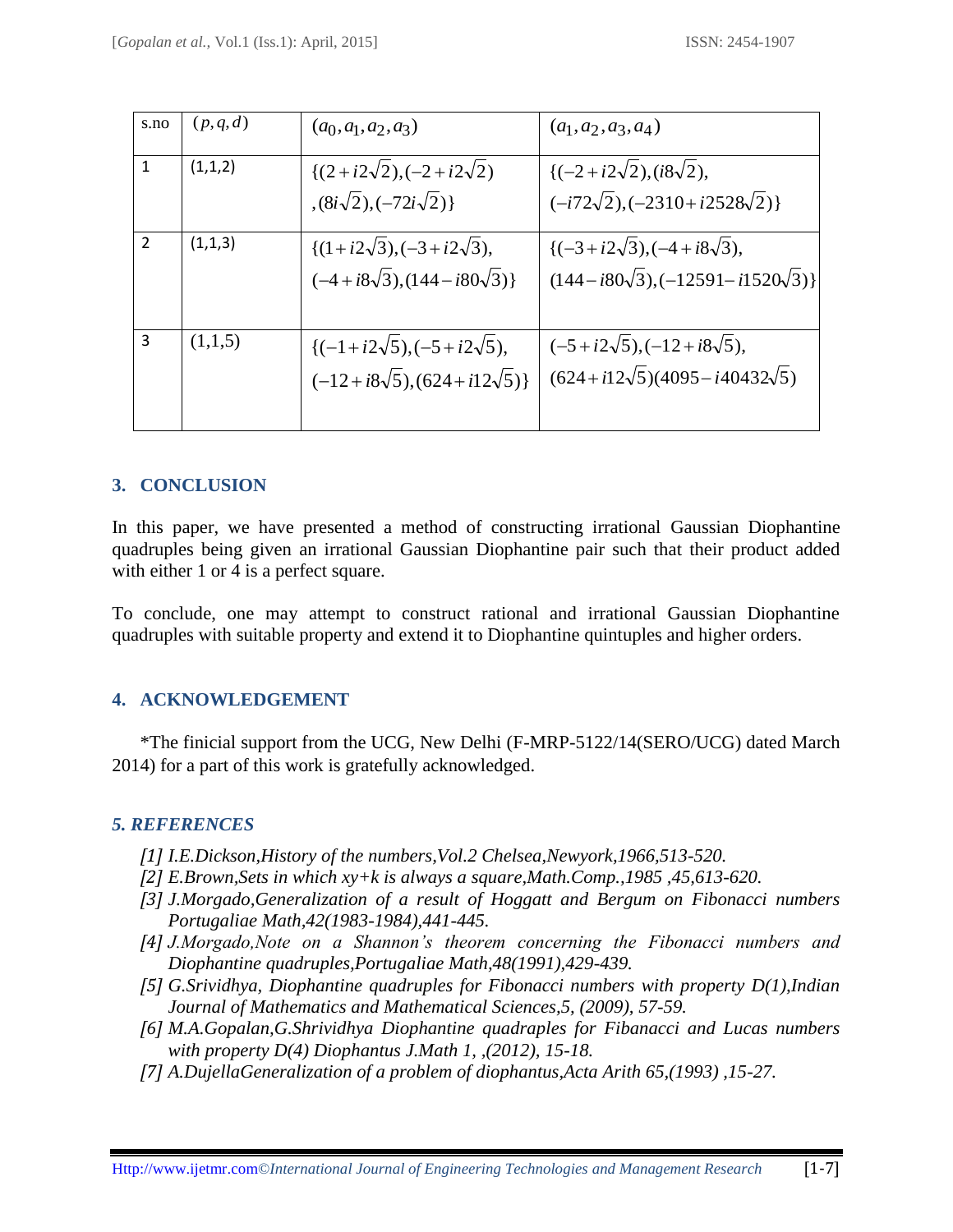| s.no | $(p,q,d)$ | $(a_0,a_1,a_2,a_3)$ | $(a_1,a_2,a_3,a_4)$ |
|---|---|---|---|
| 1 | (1,1,2) | $\{(2+i2\sqrt{2}),(-2+i2\sqrt{2}),(8i\sqrt{2}),(-72i\sqrt{2})\}$ | $\{(-2+i2\sqrt{2}),(i8\sqrt{2}),(-i72\sqrt{2}),(-2310+i2528\sqrt{2})\}$ |
| 2 | (1,1,3) | $\{(1+i2\sqrt{3}),(-3+i2\sqrt{3}),(-4+i8\sqrt{3}),(144-i80\sqrt{3})\}$ | $\{(-3+i2\sqrt{3}),(-4+i8\sqrt{3}),(144-i80\sqrt{3}),(-12591-i1520\sqrt{3})\}$ |
| 3 | (1,1,5) | $\{(-1+i2\sqrt{5}),(-5+i2\sqrt{5}),(-12+i8\sqrt{5}),(624+i12\sqrt{5})\}$ | $(-5+i2\sqrt{5}),(-12+i8\sqrt{5}),(624+i12\sqrt{5})(4095-i40432\sqrt{5})$ |

## 3. CONCLUSION

In this paper, we have presented a method of constructing irrational Gaussian Diophantine quadruples being given an irrational Gaussian Diophantine pair such that their product added with either 1 or 4 is a perfect square.

To conclude, one may attempt to construct rational and irrational Gaussian Diophantine quadruples with suitable property and extend it to Diophantine quintuples and higher orders.

## 4. ACKNOWLEDGEMENT

*The finicial support from the UCG, New Delhi (F-MRP-5122/14(SERO/UCG) dated March 2014) for a part of this work is gratefully acknowledged.

## *5. REFERENCES*

- *[1] I.E.Dickson,History of the numbers,Vol.2 Chelsea,Newyork,1966,513-520.*
- *[2] E.Brown,Sets in which xy+k is always a square,Math.Comp.,1985 ,45,613-620.*
- *[3] J.Morgado,Generalization of a result of Hoggatt and Bergum on Fibonacci numbers Portugaliae Math,42(1983-1984),441-445.*
- *[4] J.Morgado,Note on a Shannon's theorem concerning the Fibonacci numbers and Diophantine quadruples,Portugaliae Math,48(1991),429-439.*
- *[5] G.Srividhya, Diophantine quadruples for Fibonacci numbers with property D(1),Indian Journal of Mathematics and Mathematical Sciences,5, (2009), 57-59.*
- *[6] M.A.Gopalan,G.Shrividhya Diophantine quadraples for Fibanacci and Lucas numbers with property D(4) Diophantus J.Math 1, ,(2012), 15-18.*
- *[7] A.DujellaGeneralization of a problem of diophantus,Acta Arith 65,(1993) ,15-27.*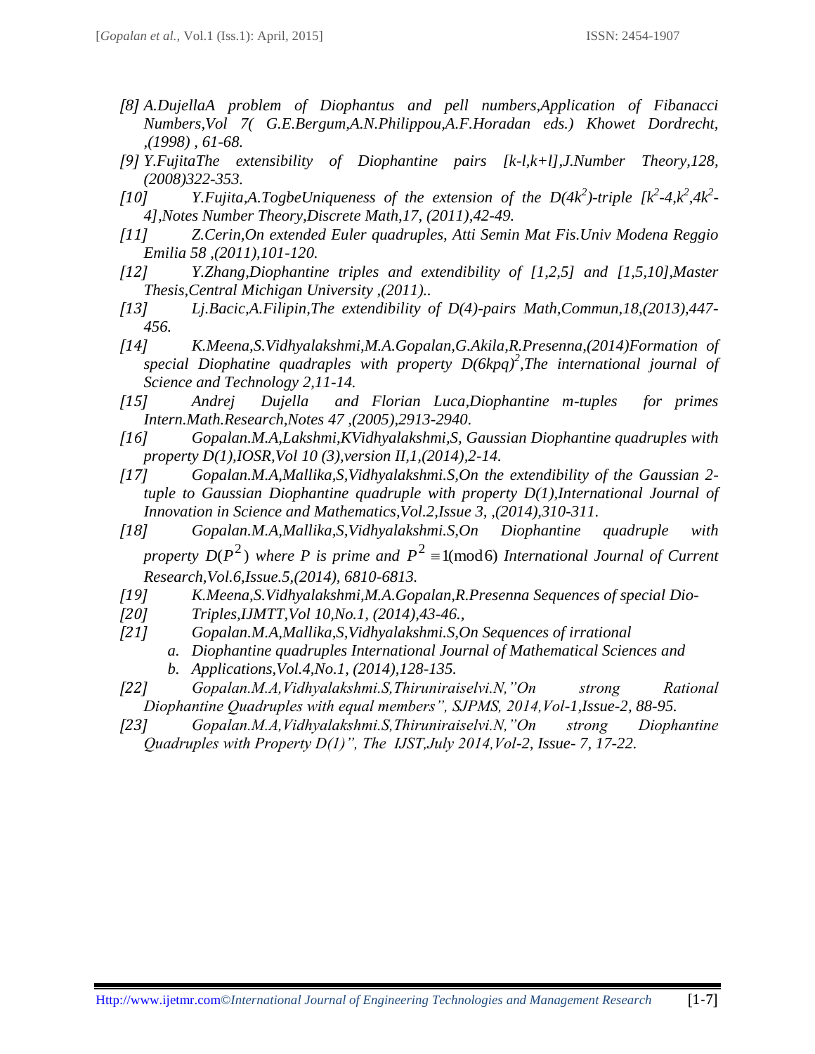*[8] A.DujellaA problem of Diophantus and pell numbers,Application of Fibanacci Numbers,Vol 7( G.E.Bergum,A.N.Philippou,A.F.Horadan eds.) Khowet Dordrecht, ,(1998) , 61-68.*

*[9] Y.FujitaThe extensibility of Diophantine pairs [k-l,k+l],J.Number Theory,128, (2008)322-353.*

*[10] Y.Fujita,A.TogbeUniqueness of the extension of the $D(4k^2)$-triple $[k^2-4,k^2,4k^2-4]$,Notes Number Theory,Discrete Math,17, (2011),42-49.*

*[11] Z.Cerin,On extended Euler quadruples, Atti Semin Mat Fis.Univ Modena Reggio Emilia 58 ,(2011),101-120.*

*[12] Y.Zhang,Diophantine triples and extendibility of [1,2,5] and [1,5,10],Master Thesis,Central Michigan University ,(2011)..*

*[13] Lj.Bacic,A.Filipin,The extendibility of D(4)-pairs Math,Commun,18,(2013),447-456.*

*[14] K.Meena,S.Vidhyalakshmi,M.A.Gopalan,G.Akila,R.Presenna,(2014)Formation of special Diophatine quadraples with property $D(6kpq)^2$,The international journal of Science and Technology 2,11-14.*

*[15] Andrej Dujella and Florian Luca,Diophantine m-tuples for primes Intern.Math.Research,Notes 47 ,(2005),2913-2940.*

*[16] Gopalan.M.A,Lakshmi,KVidhyalakshmi,S, Gaussian Diophantine quadruples with property D(1),IOSR,Vol 10 (3),version II,1,(2014),2-14.*

*[17] Gopalan.M.A,Mallika,S,Vidhyalakshmi.S,On the extendibility of the Gaussian 2-tuple to Gaussian Diophantine quadruple with property D(1),International Journal of Innovation in Science and Mathematics,Vol.2,Issue 3, ,(2014),310-311.*

*[18] Gopalan.M.A,Mallika,S,Vidhyalakshmi.S,On Diophantine quadruple with property $D(P^2)$ where P is prime and $P^2 \equiv 1(\bmod 6)$ International Journal of Current Research,Vol.6,Issue.5,(2014), 6810-6813.*

*[19] K.Meena,S.Vidhyalakshmi,M.A.Gopalan,R.Presenna Sequences of special Dio-*

*[20] Triples,IJMTT,Vol 10,No.1, (2014),43-46.,*

*[21] Gopalan.M.A,Mallika,S,Vidhyalakshmi.S,On Sequences of irrational*

*a. Diophantine quadruples International Journal of Mathematical Sciences and*

*b. Applications,Vol.4,No.1, (2014),128-135.*

*[22] Gopalan.M.A,Vidhyalakshmi.S,Thiruniraiselvi.N,"On strong Rational Diophantine Quadruples with equal members", SJPMS, 2014,Vol-1,Issue-2, 88-95.*

*[23] Gopalan.M.A,Vidhyalakshmi.S,Thiruniraiselvi.N,"On strong Diophantine Quadruples with Property D(1)", The IJST,July 2014,Vol-2, Issue- 7, 17-22.*